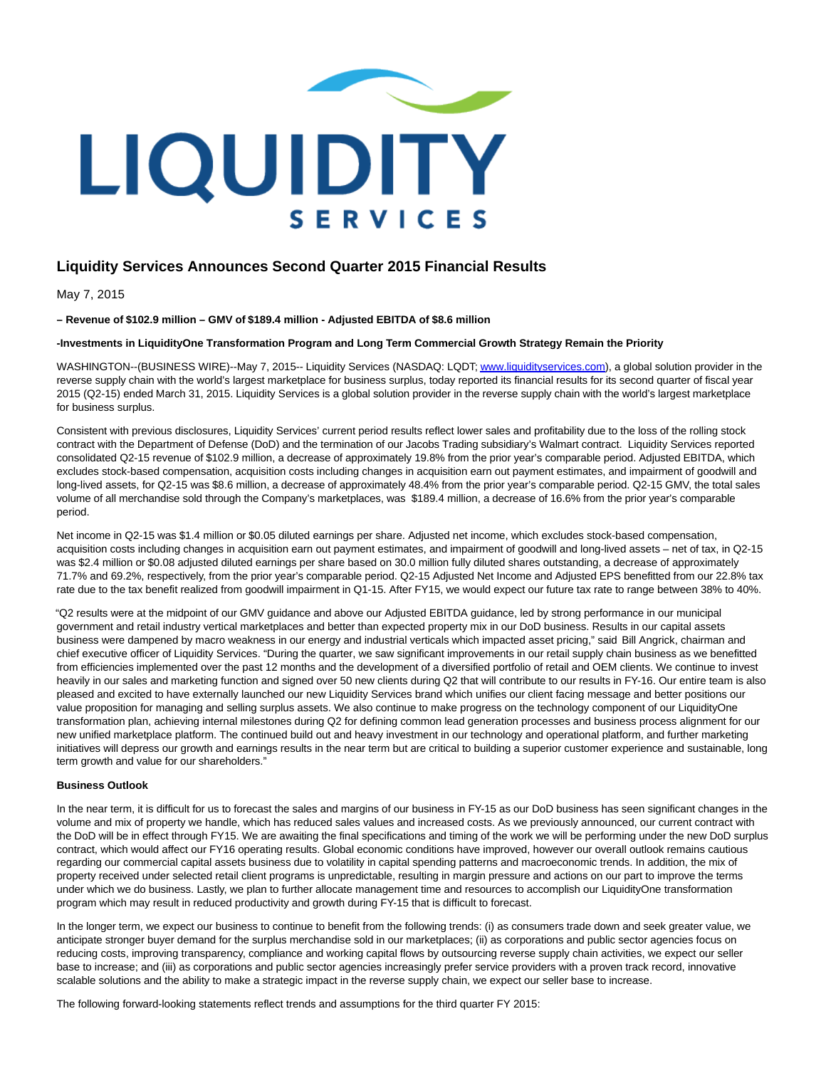# Liquidity Services Announces Second Quarter 2015 Financial Results

May 7, 2015

**– Revenue of $102.9 million – GMV of $189.4 million - Adjusted EBITDA of $8.6 million**

**-Investments in LiquidityOne Transformation Program and Long Term Commercial Growth Strategy Remain the Priority**

WASHINGTON--(BUSINESS WIRE)--May 7, 2015-- Liquidity Services (NASDAQ: LQDT; www.liquidityservices.com), a global solution provider in the reverse supply chain with the world's largest marketplace for business surplus, today reported its financial results for its second quarter of fiscal year 2015 (Q2-15) ended March 31, 2015. Liquidity Services is a global solution provider in the reverse supply chain with the world's largest marketplace for business surplus.

Consistent with previous disclosures, Liquidity Services' current period results reflect lower sales and profitability due to the loss of the rolling stock contract with the Department of Defense (DoD) and the termination of our Jacobs Trading subsidiary's Walmart contract. Liquidity Services reported consolidated Q2-15 revenue of $102.9 million, a decrease of approximately 19.8% from the prior year's comparable period. Adjusted EBITDA, which excludes stock-based compensation, acquisition costs including changes in acquisition earn out payment estimates, and impairment of goodwill and long-lived assets, for Q2-15 was $8.6 million, a decrease of approximately 48.4% from the prior year's comparable period. Q2-15 GMV, the total sales volume of all merchandise sold through the Company's marketplaces, was $189.4 million, a decrease of 16.6% from the prior year's comparable period.

Net income in Q2-15 was $1.4 million or $0.05 diluted earnings per share. Adjusted net income, which excludes stock-based compensation, acquisition costs including changes in acquisition earn out payment estimates, and impairment of goodwill and long-lived assets – net of tax, in Q2-15 was $2.4 million or $0.08 adjusted diluted earnings per share based on 30.0 million fully diluted shares outstanding, a decrease of approximately 71.7% and 69.2%, respectively, from the prior year's comparable period. Q2-15 Adjusted Net Income and Adjusted EPS benefitted from our 22.8% tax rate due to the tax benefit realized from goodwill impairment in Q1-15. After FY15, we would expect our future tax rate to range between 38% to 40%.

"Q2 results were at the midpoint of our GMV guidance and above our Adjusted EBITDA guidance, led by strong performance in our municipal government and retail industry vertical marketplaces and better than expected property mix in our DoD business. Results in our capital assets business were dampened by macro weakness in our energy and industrial verticals which impacted asset pricing," said Bill Angrick, chairman and chief executive officer of Liquidity Services. "During the quarter, we saw significant improvements in our retail supply chain business as we benefitted from efficiencies implemented over the past 12 months and the development of a diversified portfolio of retail and OEM clients. We continue to invest heavily in our sales and marketing function and signed over 50 new clients during Q2 that will contribute to our results in FY-16. Our entire team is also pleased and excited to have externally launched our new Liquidity Services brand which unifies our client facing message and better positions our value proposition for managing and selling surplus assets. We also continue to make progress on the technology component of our LiquidityOne transformation plan, achieving internal milestones during Q2 for defining common lead generation processes and business process alignment for our new unified marketplace platform. The continued build out and heavy investment in our technology and operational platform, and further marketing initiatives will depress our growth and earnings results in the near term but are critical to building a superior customer experience and sustainable, long term growth and value for our shareholders."

**Business Outlook**

In the near term, it is difficult for us to forecast the sales and margins of our business in FY-15 as our DoD business has seen significant changes in the volume and mix of property we handle, which has reduced sales values and increased costs. As we previously announced, our current contract with the DoD will be in effect through FY15. We are awaiting the final specifications and timing of the work we will be performing under the new DoD surplus contract, which would affect our FY16 operating results. Global economic conditions have improved, however our overall outlook remains cautious regarding our commercial capital assets business due to volatility in capital spending patterns and macroeconomic trends. In addition, the mix of property received under selected retail client programs is unpredictable, resulting in margin pressure and actions on our part to improve the terms under which we do business. Lastly, we plan to further allocate management time and resources to accomplish our LiquidityOne transformation program which may result in reduced productivity and growth during FY-15 that is difficult to forecast.

In the longer term, we expect our business to continue to benefit from the following trends: (i) as consumers trade down and seek greater value, we anticipate stronger buyer demand for the surplus merchandise sold in our marketplaces; (ii) as corporations and public sector agencies focus on reducing costs, improving transparency, compliance and working capital flows by outsourcing reverse supply chain activities, we expect our seller base to increase; and (iii) as corporations and public sector agencies increasingly prefer service providers with a proven track record, innovative scalable solutions and the ability to make a strategic impact in the reverse supply chain, we expect our seller base to increase.

The following forward-looking statements reflect trends and assumptions for the third quarter FY 2015: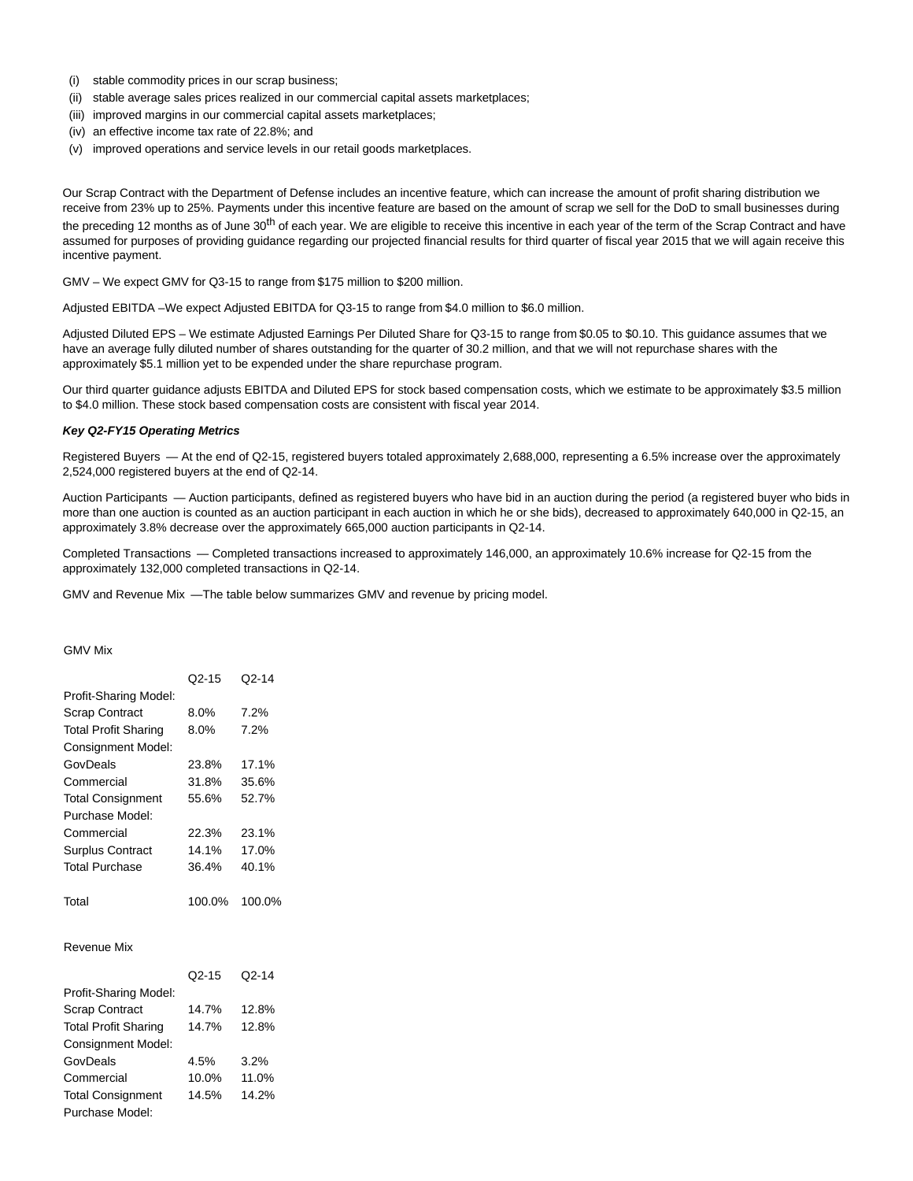(i) stable commodity prices in our scrap business;
(ii) stable average sales prices realized in our commercial capital assets marketplaces;
(iii) improved margins in our commercial capital assets marketplaces;
(iv) an effective income tax rate of 22.8%; and
(v) improved operations and service levels in our retail goods marketplaces.

Our Scrap Contract with the Department of Defense includes an incentive feature, which can increase the amount of profit sharing distribution we receive from 23% up to 25%. Payments under this incentive feature are based on the amount of scrap we sell for the DoD to small businesses during the preceding 12 months as of June 30th of each year. We are eligible to receive this incentive in each year of the term of the Scrap Contract and have assumed for purposes of providing guidance regarding our projected financial results for third quarter of fiscal year 2015 that we will again receive this incentive payment.

GMV – We expect GMV for Q3-15 to range from $175 million to $200 million.

Adjusted EBITDA –We expect Adjusted EBITDA for Q3-15 to range from $4.0 million to $6.0 million.

Adjusted Diluted EPS – We estimate Adjusted Earnings Per Diluted Share for Q3-15 to range from $0.05 to $0.10. This guidance assumes that we have an average fully diluted number of shares outstanding for the quarter of 30.2 million, and that we will not repurchase shares with the approximately $5.1 million yet to be expended under the share repurchase program.

Our third quarter guidance adjusts EBITDA and Diluted EPS for stock based compensation costs, which we estimate to be approximately $3.5 million to $4.0 million. These stock based compensation costs are consistent with fiscal year 2014.

***Key Q2-FY15 Operating Metrics***

Registered Buyers — At the end of Q2-15, registered buyers totaled approximately 2,688,000, representing a 6.5% increase over the approximately 2,524,000 registered buyers at the end of Q2-14.

Auction Participants — Auction participants, defined as registered buyers who have bid in an auction during the period (a registered buyer who bids in more than one auction is counted as an auction participant in each auction in which he or she bids), decreased to approximately 640,000 in Q2-15, an approximately 3.8% decrease over the approximately 665,000 auction participants in Q2-14.

Completed Transactions — Completed transactions increased to approximately 146,000, an approximately 10.6% increase for Q2-15 from the approximately 132,000 completed transactions in Q2-14.

GMV and Revenue Mix —The table below summarizes GMV and revenue by pricing model.

GMV Mix

| | Q2-15 | Q2-14 |
|---|---|---|
| Profit-Sharing Model: | | |
| Scrap Contract | 8.0% | 7.2% |
| Total Profit Sharing | 8.0% | 7.2% |
| Consignment Model: | | |
| GovDeals | 23.8% | 17.1% |
| Commercial | 31.8% | 35.6% |
| Total Consignment | 55.6% | 52.7% |
| Purchase Model: | | |
| Commercial | 22.3% | 23.1% |
| Surplus Contract | 14.1% | 17.0% |
| Total Purchase | 36.4% | 40.1% |
| | | |
| Total | 100.0% | 100.0% |

Revenue Mix

| | Q2-15 | Q2-14 |
|---|---|---|
| Profit-Sharing Model: | | |
| Scrap Contract | 14.7% | 12.8% |
| Total Profit Sharing | 14.7% | 12.8% |
| Consignment Model: | | |
| GovDeals | 4.5% | 3.2% |
| Commercial | 10.0% | 11.0% |
| Total Consignment | 14.5% | 14.2% |
| Purchase Model: | | |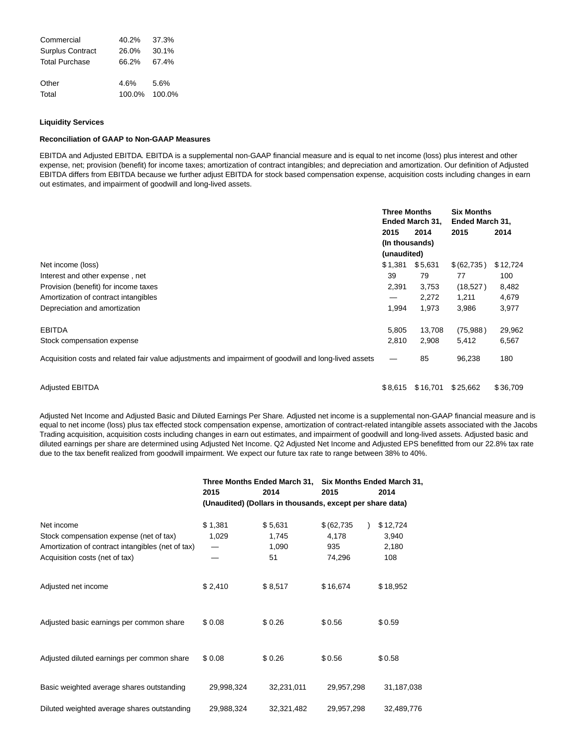| | | |
|---|---|---|
| Commercial | 40.2% | 37.3% |
| Surplus Contract | 26.0% | 30.1% |
| Total Purchase | 66.2% | 67.4% |
| | | |
| Other | 4.6% | 5.6% |
| Total | 100.0% | 100.0% |

**Liquidity Services**

**Reconciliation of GAAP to Non-GAAP Measures**

EBITDA and Adjusted EBITDA. EBITDA is a supplemental non-GAAP financial measure and is equal to net income (loss) plus interest and other expense, net; provision (benefit) for income taxes; amortization of contract intangibles; and depreciation and amortization. Our definition of Adjusted EBITDA differs from EBITDA because we further adjust EBITDA for stock based compensation expense, acquisition costs including changes in earn out estimates, and impairment of goodwill and long-lived assets.

| | **Three Months Ended March 31,** | | **Six Months Ended March 31,** | |
|---|---|---|---|---|
| | **2015** | **2014** | **2015** | **2014** |
| | **(In thousands) (unaudited)** | | | |
| Net income (loss) | $1,381 | $5,631 | $(62,735) | $12,724 |
| Interest and other expense , net | 39 | 79 | 77 | 100 |
| Provision (benefit) for income taxes | 2,391 | 3,753 | (18,527) | 8,482 |
| Amortization of contract intangibles | — | 2,272 | 1,211 | 4,679 |
| Depreciation and amortization | 1,994 | 1,973 | 3,986 | 3,977 |
| EBITDA | 5,805 | 13,708 | (75,988) | 29,962 |
| Stock compensation expense | 2,810 | 2,908 | 5,412 | 6,567 |
| Acquisition costs and related fair value adjustments and impairment of goodwill and long-lived assets | — | 85 | 96,238 | 180 |
| Adjusted EBITDA | $8,615 | $16,701 | $25,662 | $36,709 |

Adjusted Net Income and Adjusted Basic and Diluted Earnings Per Share. Adjusted net income is a supplemental non-GAAP financial measure and is equal to net income (loss) plus tax effected stock compensation expense, amortization of contract-related intangible assets associated with the Jacobs Trading acquisition, acquisition costs including changes in earn out estimates, and impairment of goodwill and long-lived assets. Adjusted basic and diluted earnings per share are determined using Adjusted Net Income. Q2 Adjusted Net Income and Adjusted EPS benefitted from our 22.8% tax rate due to the tax benefit realized from goodwill impairment. We expect our future tax rate to range between 38% to 40%.

| | **Three Months Ended March 31,** | | **Six Months Ended March 31,** | |
|---|---|---|---|---|
| | **2015** | **2014** | **2015** | **2014** |
| | **(Unaudited) (Dollars in thousands, except per share data)** | | | |
| Net income | $ 1,381 | $ 5,631 | $ (62,735) | $ 12,724 |
| Stock compensation expense (net of tax) | 1,029 | 1,745 | 4,178 | 3,940 |
| Amortization of contract intangibles (net of tax) | — | 1,090 | 935 | 2,180 |
| Acquisition costs (net of tax) | — | 51 | 74,296 | 108 |
| Adjusted net income | $ 2,410 | $ 8,517 | $ 16,674 | $ 18,952 |
| Adjusted basic earnings per common share | $ 0.08 | $ 0.26 | $ 0.56 | $ 0.59 |
| Adjusted diluted earnings per common share | $ 0.08 | $ 0.26 | $ 0.56 | $ 0.58 |
| Basic weighted average shares outstanding | 29,998,324 | 32,231,011 | 29,957,298 | 31,187,038 |
| Diluted weighted average shares outstanding | 29,988,324 | 32,321,482 | 29,957,298 | 32,489,776 |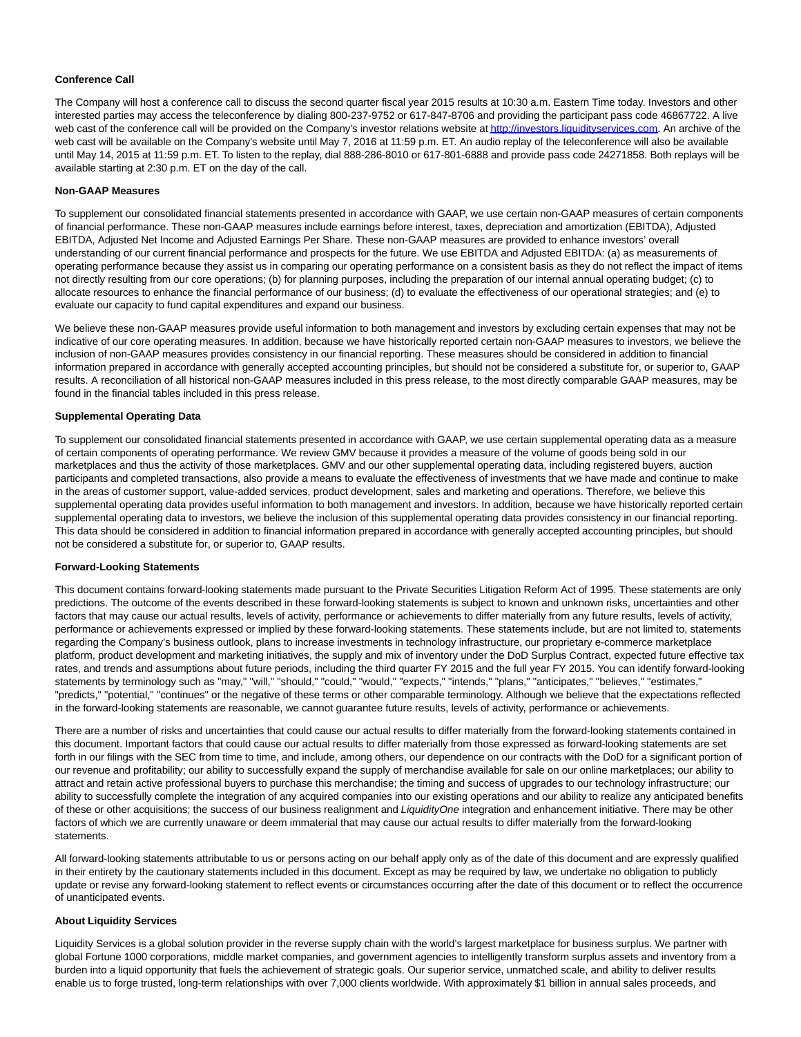**Conference Call**

The Company will host a conference call to discuss the second quarter fiscal year 2015 results at 10:30 a.m. Eastern Time today. Investors and other interested parties may access the teleconference by dialing 800-237-9752 or 617-847-8706 and providing the participant pass code 46867722. A live web cast of the conference call will be provided on the Company's investor relations website at http://investors.liquidityservices.com. An archive of the web cast will be available on the Company's website until May 7, 2016 at 11:59 p.m. ET. An audio replay of the teleconference will also be available until May 14, 2015 at 11:59 p.m. ET. To listen to the replay, dial 888-286-8010 or 617-801-6888 and provide pass code 24271858. Both replays will be available starting at 2:30 p.m. ET on the day of the call.

**Non-GAAP Measures**

To supplement our consolidated financial statements presented in accordance with GAAP, we use certain non-GAAP measures of certain components of financial performance. These non-GAAP measures include earnings before interest, taxes, depreciation and amortization (EBITDA), Adjusted EBITDA, Adjusted Net Income and Adjusted Earnings Per Share. These non-GAAP measures are provided to enhance investors' overall understanding of our current financial performance and prospects for the future. We use EBITDA and Adjusted EBITDA: (a) as measurements of operating performance because they assist us in comparing our operating performance on a consistent basis as they do not reflect the impact of items not directly resulting from our core operations; (b) for planning purposes, including the preparation of our internal annual operating budget; (c) to allocate resources to enhance the financial performance of our business; (d) to evaluate the effectiveness of our operational strategies; and (e) to evaluate our capacity to fund capital expenditures and expand our business.

We believe these non-GAAP measures provide useful information to both management and investors by excluding certain expenses that may not be indicative of our core operating measures. In addition, because we have historically reported certain non-GAAP measures to investors, we believe the inclusion of non-GAAP measures provides consistency in our financial reporting. These measures should be considered in addition to financial information prepared in accordance with generally accepted accounting principles, but should not be considered a substitute for, or superior to, GAAP results. A reconciliation of all historical non-GAAP measures included in this press release, to the most directly comparable GAAP measures, may be found in the financial tables included in this press release.

**Supplemental Operating Data**

To supplement our consolidated financial statements presented in accordance with GAAP, we use certain supplemental operating data as a measure of certain components of operating performance. We review GMV because it provides a measure of the volume of goods being sold in our marketplaces and thus the activity of those marketplaces. GMV and our other supplemental operating data, including registered buyers, auction participants and completed transactions, also provide a means to evaluate the effectiveness of investments that we have made and continue to make in the areas of customer support, value-added services, product development, sales and marketing and operations. Therefore, we believe this supplemental operating data provides useful information to both management and investors. In addition, because we have historically reported certain supplemental operating data to investors, we believe the inclusion of this supplemental operating data provides consistency in our financial reporting. This data should be considered in addition to financial information prepared in accordance with generally accepted accounting principles, but should not be considered a substitute for, or superior to, GAAP results.

**Forward-Looking Statements**

This document contains forward-looking statements made pursuant to the Private Securities Litigation Reform Act of 1995. These statements are only predictions. The outcome of the events described in these forward-looking statements is subject to known and unknown risks, uncertainties and other factors that may cause our actual results, levels of activity, performance or achievements to differ materially from any future results, levels of activity, performance or achievements expressed or implied by these forward-looking statements. These statements include, but are not limited to, statements regarding the Company's business outlook, plans to increase investments in technology infrastructure, our proprietary e-commerce marketplace platform, product development and marketing initiatives, the supply and mix of inventory under the DoD Surplus Contract, expected future effective tax rates, and trends and assumptions about future periods, including the third quarter FY 2015 and the full year FY 2015. You can identify forward-looking statements by terminology such as "may," "will," "should," "could," "would," "expects," "intends," "plans," "anticipates," "believes," "estimates," "predicts," "potential," "continues" or the negative of these terms or other comparable terminology. Although we believe that the expectations reflected in the forward-looking statements are reasonable, we cannot guarantee future results, levels of activity, performance or achievements.

There are a number of risks and uncertainties that could cause our actual results to differ materially from the forward-looking statements contained in this document. Important factors that could cause our actual results to differ materially from those expressed as forward-looking statements are set forth in our filings with the SEC from time to time, and include, among others, our dependence on our contracts with the DoD for a significant portion of our revenue and profitability; our ability to successfully expand the supply of merchandise available for sale on our online marketplaces; our ability to attract and retain active professional buyers to purchase this merchandise; the timing and success of upgrades to our technology infrastructure; our ability to successfully complete the integration of any acquired companies into our existing operations and our ability to realize any anticipated benefits of these or other acquisitions; the success of our business realignment and *LiquidityOne* integration and enhancement initiative. There may be other factors of which we are currently unaware or deem immaterial that may cause our actual results to differ materially from the forward-looking statements.

All forward-looking statements attributable to us or persons acting on our behalf apply only as of the date of this document and are expressly qualified in their entirety by the cautionary statements included in this document. Except as may be required by law, we undertake no obligation to publicly update or revise any forward-looking statement to reflect events or circumstances occurring after the date of this document or to reflect the occurrence of unanticipated events.

**About Liquidity Services**

Liquidity Services is a global solution provider in the reverse supply chain with the world's largest marketplace for business surplus. We partner with global Fortune 1000 corporations, middle market companies, and government agencies to intelligently transform surplus assets and inventory from a burden into a liquid opportunity that fuels the achievement of strategic goals. Our superior service, unmatched scale, and ability to deliver results enable us to forge trusted, long-term relationships with over 7,000 clients worldwide. With approximately $1 billion in annual sales proceeds, and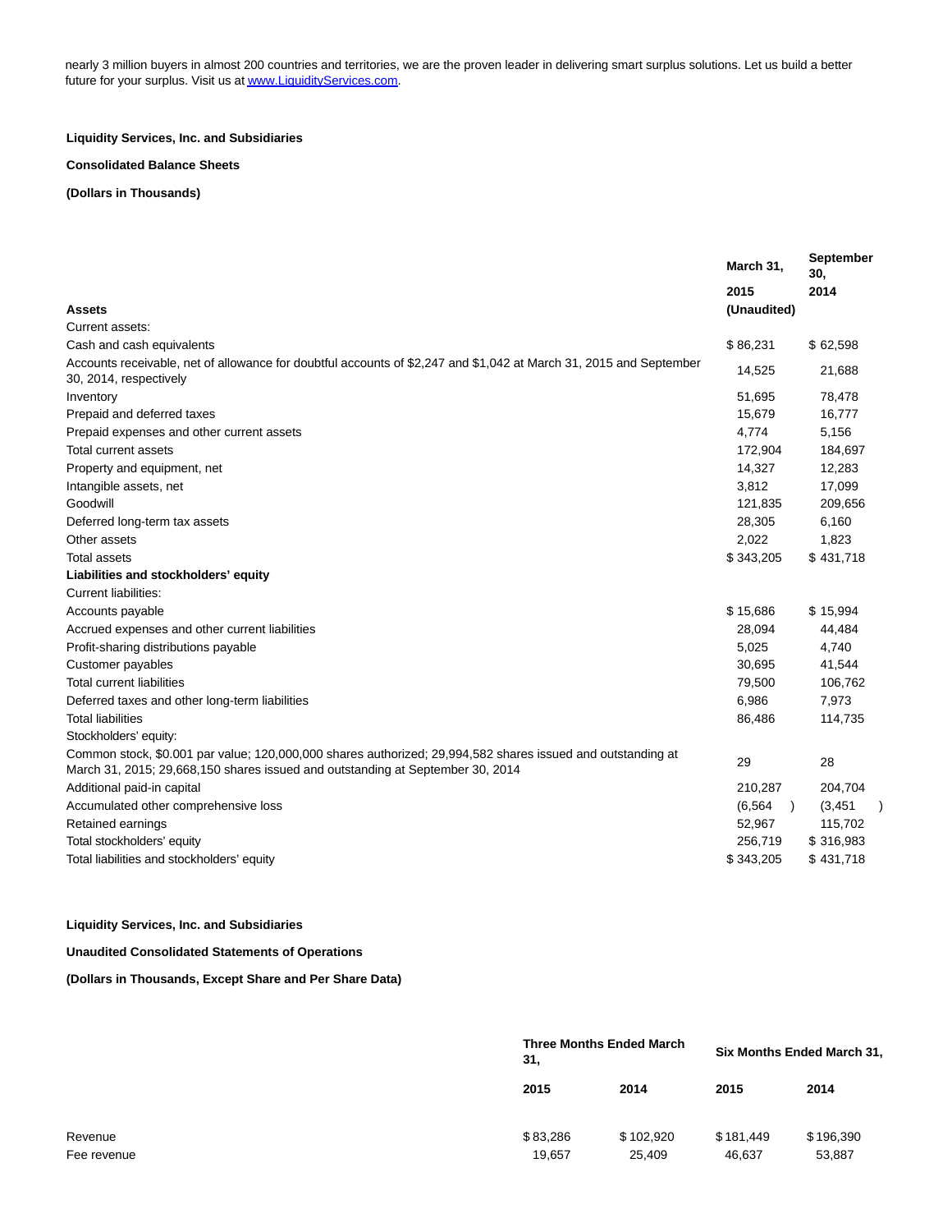nearly 3 million buyers in almost 200 countries and territories, we are the proven leader in delivering smart surplus solutions. Let us build a better future for your surplus. Visit us at [www.LiquidityServices.com](http://www.LiquidityServices.com).

**Liquidity Services, Inc. and Subsidiaries**

**Consolidated Balance Sheets**

**(Dollars in Thousands)**

| Assets | March 31, 2015 (Unaudited) | September 30, 2014 |
|---|---|---|
| Current assets: | | |
| Cash and cash equivalents | $ 86,231 | $ 62,598 |
| Accounts receivable, net of allowance for doubtful accounts of $2,247 and $1,042 at March 31, 2015 and September 30, 2014, respectively | 14,525 | 21,688 |
| Inventory | 51,695 | 78,478 |
| Prepaid and deferred taxes | 15,679 | 16,777 |
| Prepaid expenses and other current assets | 4,774 | 5,156 |
| Total current assets | 172,904 | 184,697 |
| Property and equipment, net | 14,327 | 12,283 |
| Intangible assets, net | 3,812 | 17,099 |
| Goodwill | 121,835 | 209,656 |
| Deferred long-term tax assets | 28,305 | 6,160 |
| Other assets | 2,022 | 1,823 |
| Total assets | $ 343,205 | $ 431,718 |
| **Liabilities and stockholders' equity** | | |
| Current liabilities: | | |
| Accounts payable | $ 15,686 | $ 15,994 |
| Accrued expenses and other current liabilities | 28,094 | 44,484 |
| Profit-sharing distributions payable | 5,025 | 4,740 |
| Customer payables | 30,695 | 41,544 |
| Total current liabilities | 79,500 | 106,762 |
| Deferred taxes and other long-term liabilities | 6,986 | 7,973 |
| Total liabilities | 86,486 | 114,735 |
| Stockholders' equity: | | |
| Common stock, $0.001 par value; 120,000,000 shares authorized; 29,994,582 shares issued and outstanding at March 31, 2015; 29,668,150 shares issued and outstanding at September 30, 2014 | 29 | 28 |
| Additional paid-in capital | 210,287 | 204,704 |
| Accumulated other comprehensive loss | (6,564 ) | (3,451 ) |
| Retained earnings | 52,967 | 115,702 |
| Total stockholders' equity | 256,719 | $ 316,983 |
| Total liabilities and stockholders' equity | $ 343,205 | $ 431,718 |

**Liquidity Services, Inc. and Subsidiaries**

**Unaudited Consolidated Statements of Operations**

**(Dollars in Thousands, Except Share and Per Share Data)**

| | Three Months Ended March 31, | | Six Months Ended March 31, | |
|---|---|---|---|---|
| | 2015 | 2014 | 2015 | 2014 |
| Revenue | $ 83,286 | $ 102,920 | $ 181,449 | $ 196,390 |
| Fee revenue | 19,657 | 25,409 | 46,637 | 53,887 |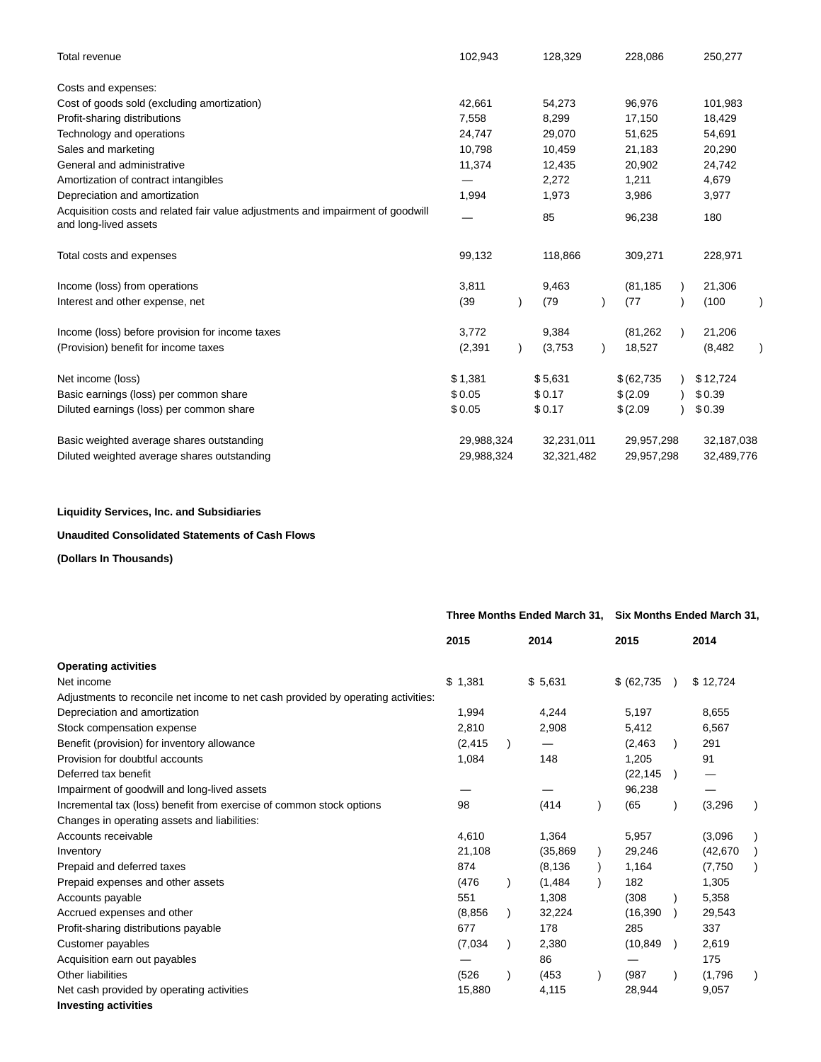| | | | | |
|---|---|---|---|---|
| Total revenue | 102,943 | 128,329 | 228,086 | 250,277 |
| Costs and expenses: | | | | |
| Cost of goods sold (excluding amortization) | 42,661 | 54,273 | 96,976 | 101,983 |
| Profit-sharing distributions | 7,558 | 8,299 | 17,150 | 18,429 |
| Technology and operations | 24,747 | 29,070 | 51,625 | 54,691 |
| Sales and marketing | 10,798 | 10,459 | 21,183 | 20,290 |
| General and administrative | 11,374 | 12,435 | 20,902 | 24,742 |
| Amortization of contract intangibles | — | 2,272 | 1,211 | 4,679 |
| Depreciation and amortization | 1,994 | 1,973 | 3,986 | 3,977 |
| Acquisition costs and related fair value adjustments and impairment of goodwill and long-lived assets | — | 85 | 96,238 | 180 |
| Total costs and expenses | 99,132 | 118,866 | 309,271 | 228,971 |
| Income (loss) from operations | 3,811 | 9,463 | (81,185) | 21,306 |
| Interest and other expense, net | (39) | (79) | (77) | (100) |
| Income (loss) before provision for income taxes | 3,772 | 9,384 | (81,262) | 21,206 |
| (Provision) benefit for income taxes | (2,391) | (3,753) | 18,527 | (8,482) |
| Net income (loss) | $ 1,381 | $ 5,631 | $ (62,735) | $ 12,724 |
| Basic earnings (loss) per common share | $ 0.05 | $ 0.17 | $ (2.09) | $ 0.39 |
| Diluted earnings (loss) per common share | $ 0.05 | $ 0.17 | $ (2.09) | $ 0.39 |
| Basic weighted average shares outstanding | 29,988,324 | 32,231,011 | 29,957,298 | 32,187,038 |
| Diluted weighted average shares outstanding | 29,988,324 | 32,321,482 | 29,957,298 | 32,489,776 |

**Liquidity Services, Inc. and Subsidiaries**

**Unaudited Consolidated Statements of Cash Flows**

**(Dollars In Thousands)**

| | Three Months Ended March 31, | | Six Months Ended March 31, | |
|---|---|---|---|---|
| | **2015** | **2014** | **2015** | **2014** |
| **Operating activities** | | | | |
| Net income | $ 1,381 | $ 5,631 | $ (62,735) | $ 12,724 |
| Adjustments to reconcile net income to net cash provided by operating activities: | | | | |
| Depreciation and amortization | 1,994 | 4,244 | 5,197 | 8,655 |
| Stock compensation expense | 2,810 | 2,908 | 5,412 | 6,567 |
| Benefit (provision) for inventory allowance | (2,415) | — | (2,463) | 291 |
| Provision for doubtful accounts | 1,084 | 148 | 1,205 | 91 |
| Deferred tax benefit | | | (22,145) | — |
| Impairment of goodwill and long-lived assets | — | — | 96,238 | — |
| Incremental tax (loss) benefit from exercise of common stock options | 98 | (414) | (65) | (3,296) |
| Changes in operating assets and liabilities: | | | | |
| Accounts receivable | 4,610 | 1,364 | 5,957 | (3,096) |
| Inventory | 21,108 | (35,869) | 29,246 | (42,670) |
| Prepaid and deferred taxes | 874 | (8,136) | 1,164 | (7,750) |
| Prepaid expenses and other assets | (476) | (1,484) | 182 | 1,305 |
| Accounts payable | 551 | 1,308 | (308) | 5,358 |
| Accrued expenses and other | (8,856) | 32,224 | (16,390) | 29,543 |
| Profit-sharing distributions payable | 677 | 178 | 285 | 337 |
| Customer payables | (7,034) | 2,380 | (10,849) | 2,619 |
| Acquisition earn out payables | — | 86 | — | 175 |
| Other liabilities | (526) | (453) | (987) | (1,796) |
| Net cash provided by operating activities | 15,880 | 4,115 | 28,944 | 9,057 |
| **Investing activities** | | | | |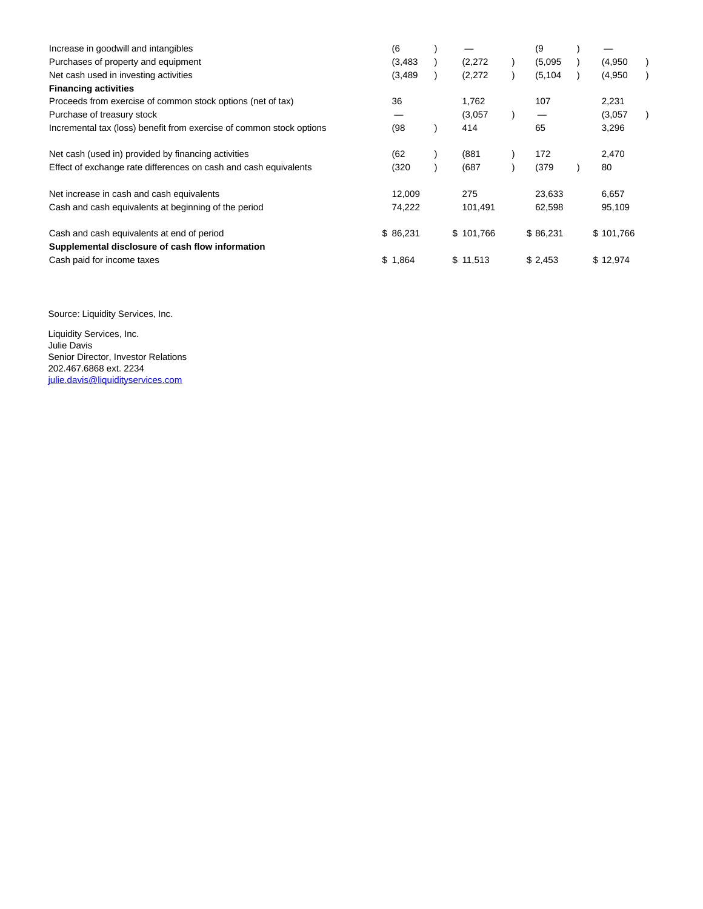| | | | | |
|---|---|---|---|---|
| Increase in goodwill and intangibles | (6) | — | (9) | — |
| Purchases of property and equipment | (3,483) | (2,272) | (5,095) | (4,950) |
| Net cash used in investing activities | (3,489) | (2,272) | (5,104) | (4,950) |
| **Financing activities** | | | | |
| Proceeds from exercise of common stock options (net of tax) | 36 | 1,762 | 107 | 2,231 |
| Purchase of treasury stock | — | (3,057) | — | (3,057) |
| Incremental tax (loss) benefit from exercise of common stock options | (98) | 414 | 65 | 3,296 |
| Net cash (used in) provided by financing activities | (62) | (881) | 172 | 2,470 |
| Effect of exchange rate differences on cash and cash equivalents | (320) | (687) | (379) | 80 |
| Net increase in cash and cash equivalents | 12,009 | 275 | 23,633 | 6,657 |
| Cash and cash equivalents at beginning of the period | 74,222 | 101,491 | 62,598 | 95,109 |
| Cash and cash equivalents at end of period | $ 86,231 | $ 101,766 | $ 86,231 | $ 101,766 |
| **Supplemental disclosure of cash flow information** | | | | |
| Cash paid for income taxes | $ 1,864 | $ 11,513 | $ 2,453 | $ 12,974 |

Source: Liquidity Services, Inc.

Liquidity Services, Inc.
Julie Davis
Senior Director, Investor Relations
202.467.6868 ext. 2234
julie.davis@liquidityservices.com